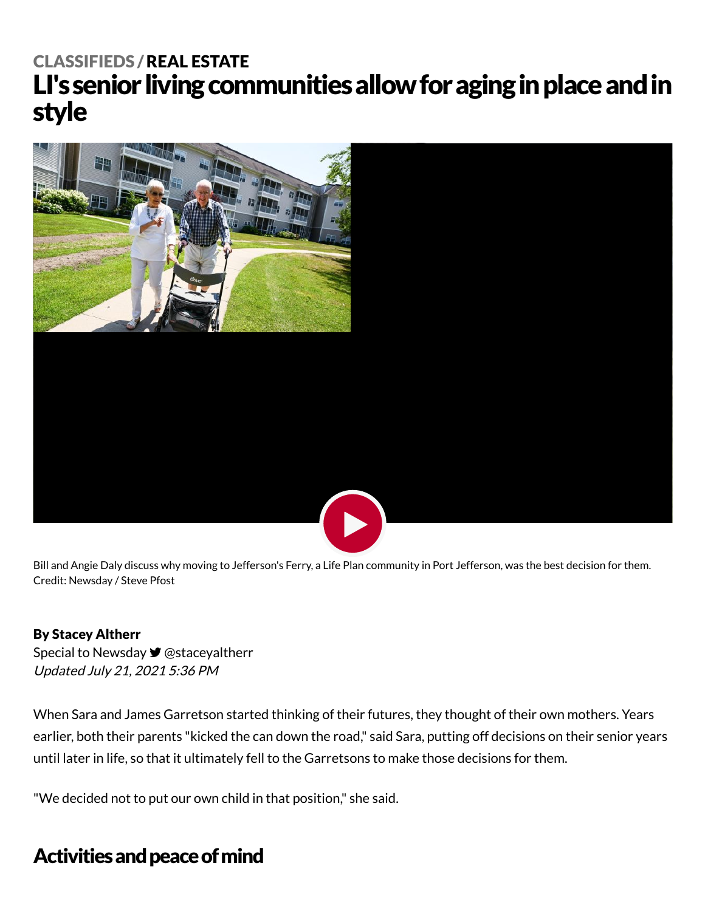CLASSIFIEDS / REAL ESTATE

# LI's senior living communities allow for aging in place and in style

Bill and Angie Daly discuss why moving to Jefferson's Ferry, a Life Plan community in Port Jefferson, was the best decision for them. Credit: Newsday / Steve Pfost

**By Stacey Altherr**
Special to Newsday @staceyaltherr
*Updated July 21, 2021 5:36 PM*

When Sara and James Garretson started thinking of their futures, they thought of their own mothers. Years earlier, both their parents "kicked the can down the road," said Sara, putting off decisions on their senior years until later in life, so that it ultimately fell to the Garretsons to make those decisions for them.

"We decided not to put our own child in that position," she said.

## Activities and peace of mind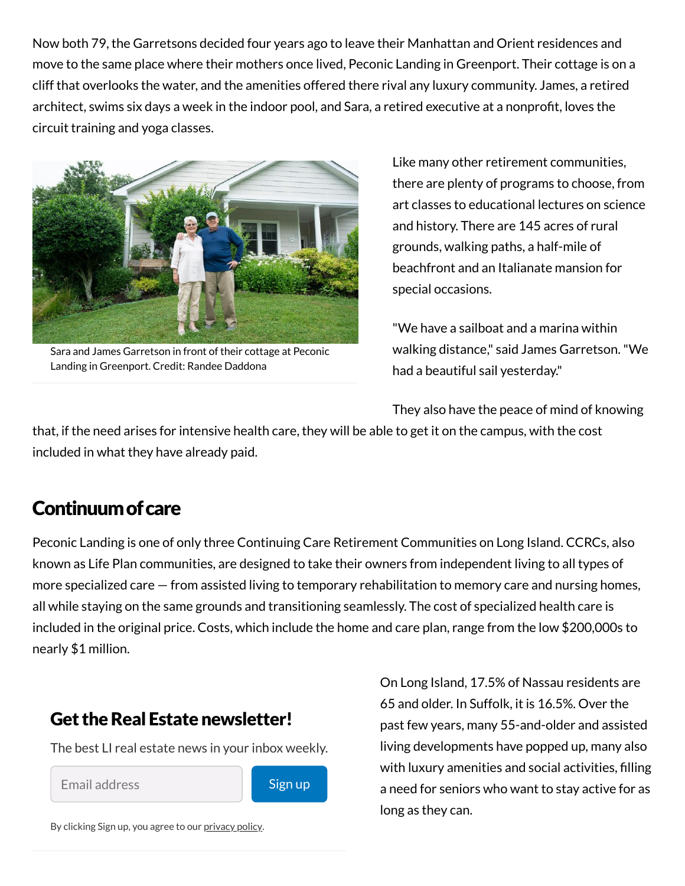Now both 79, the Garretsons decided four years ago to leave their Manhattan and Orient residences and move to the same place where their mothers once lived, Peconic Landing in Greenport. Their cottage is on a cliff that overlooks the water, and the amenities offered there rival any luxury community. James, a retired architect, swims six days a week in the indoor pool, and Sara, a retired executive at a nonprofit, loves the circuit training and yoga classes.

Sara and James Garretson in front of their cottage at Peconic Landing in Greenport. Credit: Randee Daddona

Like many other retirement communities, there are plenty of programs to choose, from art classes to educational lectures on science and history. There are 145 acres of rural grounds, walking paths, a half-mile of beachfront and an Italianate mansion for special occasions.

"We have a sailboat and a marina within walking distance," said James Garretson. "We had a beautiful sail yesterday."

They also have the peace of mind of knowing that, if the need arises for intensive health care, they will be able to get it on the campus, with the cost included in what they have already paid.

## Continuum of care

Peconic Landing is one of only three Continuing Care Retirement Communities on Long Island. CCRCs, also known as Life Plan communities, are designed to take their owners from independent living to all types of more specialized care — from assisted living to temporary rehabilitation to memory care and nursing homes, all while staying on the same grounds and transitioning seamlessly. The cost of specialized health care is included in the original price. Costs, which include the home and care plan, range from the low $200,000s to nearly $1 million.

On Long Island, 17.5% of Nassau residents are 65 and older. In Suffolk, it is 16.5%. Over the past few years, many 55-and-older and assisted living developments have popped up, many also with luxury amenities and social activities, filling a need for seniors who want to stay active for as long as they can.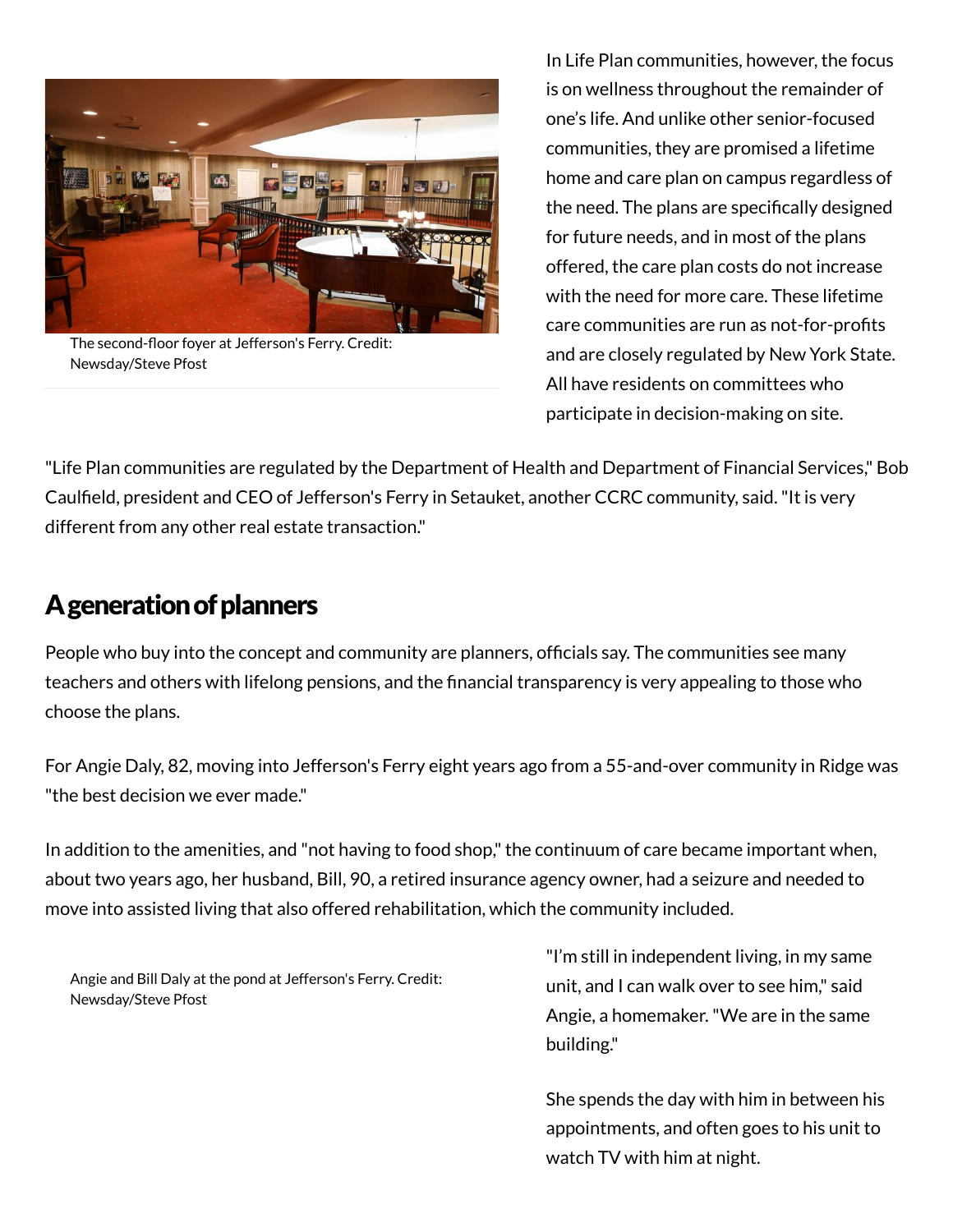The second-floor foyer at Jefferson's Ferry. Credit: Newsday/Steve Pfost

In Life Plan communities, however, the focus is on wellness throughout the remainder of one's life. And unlike other senior-focused communities, they are promised a lifetime home and care plan on campus regardless of the need. The plans are specifically designed for future needs, and in most of the plans offered, the care plan costs do not increase with the need for more care. These lifetime care communities are run as not-for-profits and are closely regulated by New York State. All have residents on committees who participate in decision-making on site.

"Life Plan communities are regulated by the Department of Health and Department of Financial Services," Bob Caulfield, president and CEO of Jefferson's Ferry in Setauket, another CCRC community, said. "It is very different from any other real estate transaction."

## A generation of planners

People who buy into the concept and community are planners, officials say. The communities see many teachers and others with lifelong pensions, and the financial transparency is very appealing to those who choose the plans.

For Angie Daly, 82, moving into Jefferson's Ferry eight years ago from a 55-and-over community in Ridge was "the best decision we ever made."

In addition to the amenities, and "not having to food shop," the continuum of care became important when, about two years ago, her husband, Bill, 90, a retired insurance agency owner, had a seizure and needed to move into assisted living that also offered rehabilitation, which the community included.

Angie and Bill Daly at the pond at Jefferson's Ferry. Credit: Newsday/Steve Pfost

"I'm still in independent living, in my same unit, and I can walk over to see him," said Angie, a homemaker. "We are in the same building."

She spends the day with him in between his appointments, and often goes to his unit to watch TV with him at night.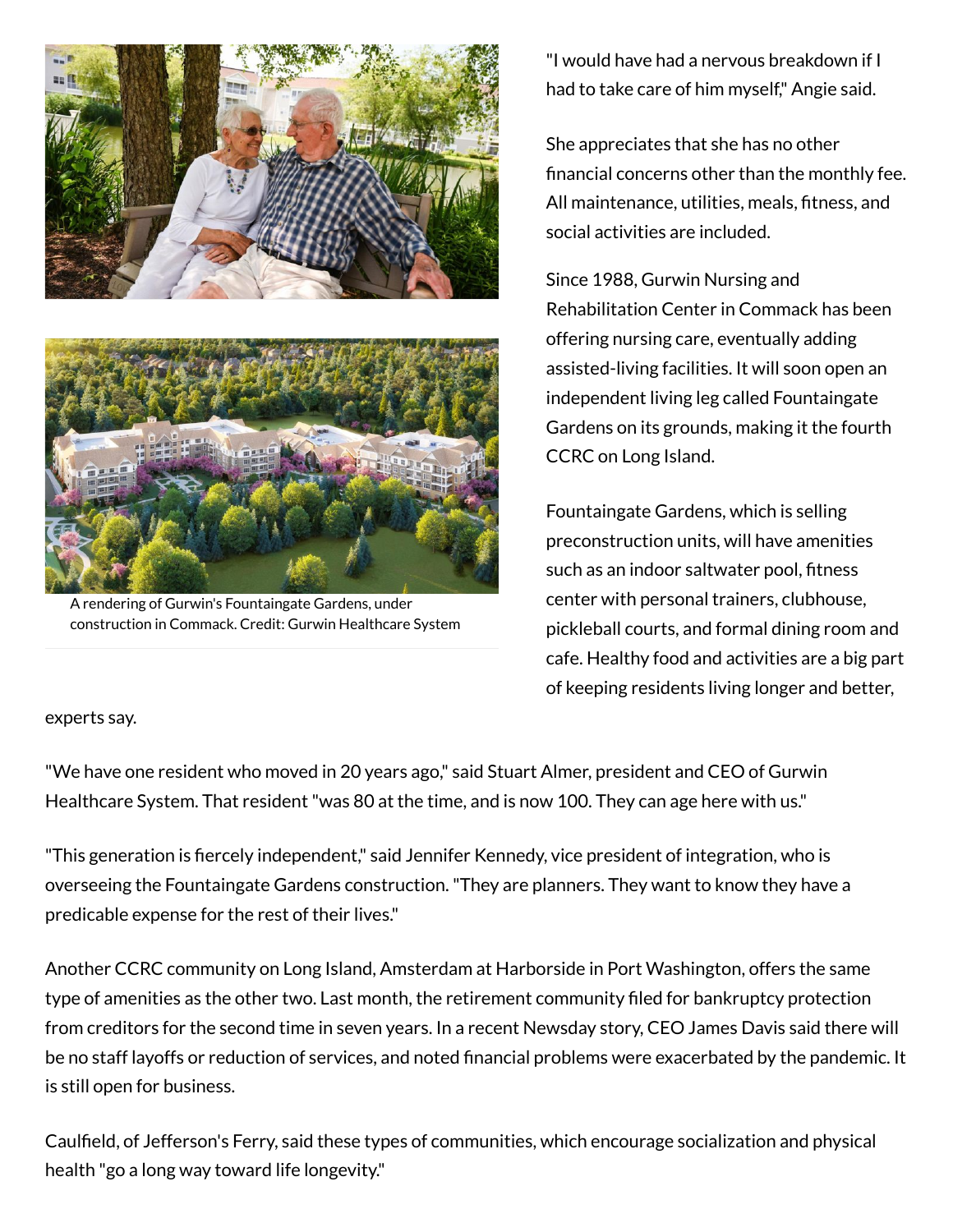"I would have had a nervous breakdown if I had to take care of him myself," Angie said.

She appreciates that she has no other financial concerns other than the monthly fee. All maintenance, utilities, meals, fitness, and social activities are included.

Since 1988, Gurwin Nursing and Rehabilitation Center in Commack has been offering nursing care, eventually adding assisted-living facilities. It will soon open an independent living leg called Fountaingate Gardens on its grounds, making it the fourth CCRC on Long Island.

A rendering of Gurwin's Fountaingate Gardens, under construction in Commack. Credit: Gurwin Healthcare System

Fountaingate Gardens, which is selling preconstruction units, will have amenities such as an indoor saltwater pool, fitness center with personal trainers, clubhouse, pickleball courts, and formal dining room and cafe. Healthy food and activities are a big part of keeping residents living longer and better, experts say.

"We have one resident who moved in 20 years ago," said Stuart Almer, president and CEO of Gurwin Healthcare System. That resident "was 80 at the time, and is now 100. They can age here with us."

"This generation is fiercely independent," said Jennifer Kennedy, vice president of integration, who is overseeing the Fountaingate Gardens construction. "They are planners. They want to know they have a predicable expense for the rest of their lives."

Another CCRC community on Long Island, Amsterdam at Harborside in Port Washington, offers the same type of amenities as the other two. Last month, the retirement community filed for bankruptcy protection from creditors for the second time in seven years. In a recent Newsday story, CEO James Davis said there will be no staff layoffs or reduction of services, and noted financial problems were exacerbated by the pandemic. It is still open for business.

Caulfield, of Jefferson's Ferry, said these types of communities, which encourage socialization and physical health "go a long way toward life longevity."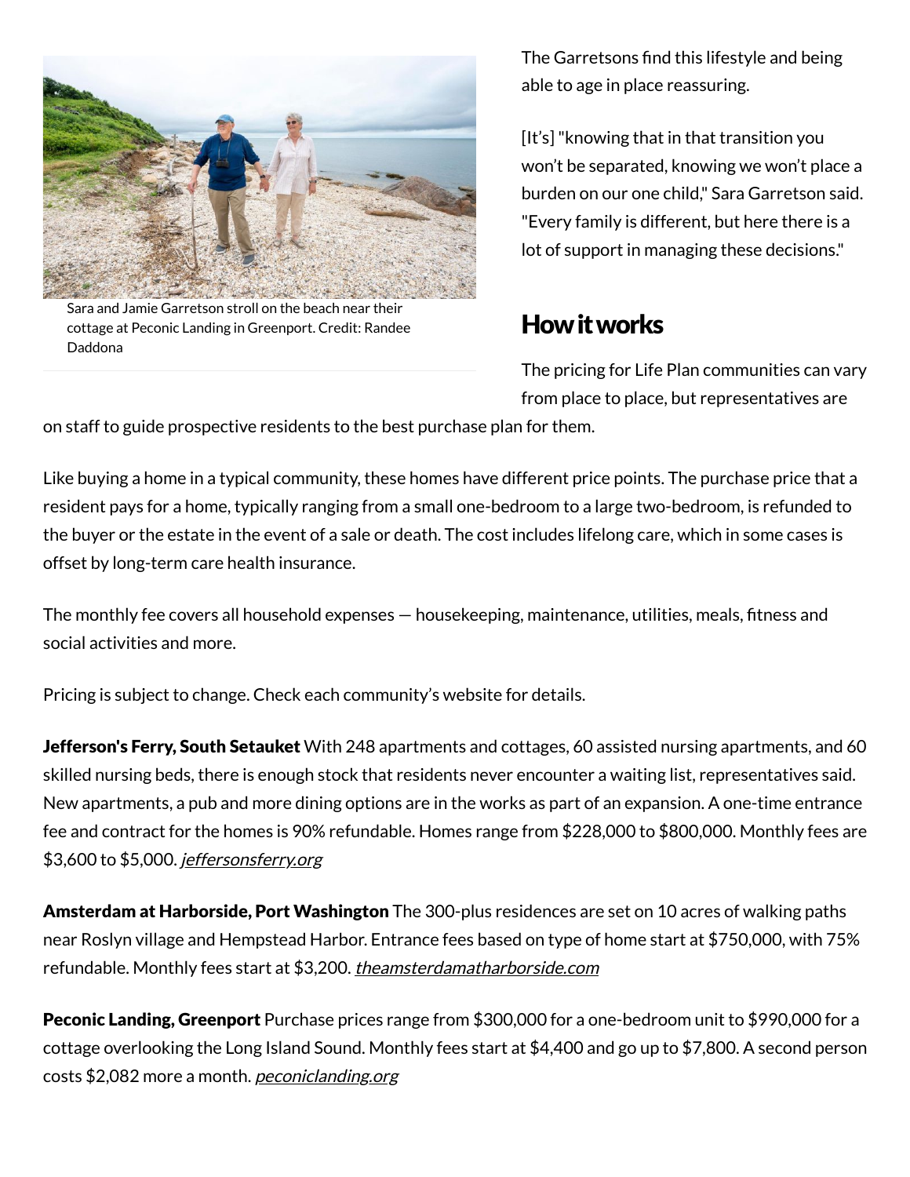Sara and Jamie Garretson stroll on the beach near their cottage at Peconic Landing in Greenport. Credit: Randee Daddona

The Garretsons find this lifestyle and being able to age in place reassuring.

[It's] "knowing that in that transition you won't be separated, knowing we won't place a burden on our one child," Sara Garretson said. "Every family is different, but here there is a lot of support in managing these decisions."

## How it works

The pricing for Life Plan communities can vary from place to place, but representatives are on staff to guide prospective residents to the best purchase plan for them.

Like buying a home in a typical community, these homes have different price points. The purchase price that a resident pays for a home, typically ranging from a small one-bedroom to a large two-bedroom, is refunded to the buyer or the estate in the event of a sale or death. The cost includes lifelong care, which in some cases is offset by long-term care health insurance.

The monthly fee covers all household expenses — housekeeping, maintenance, utilities, meals, fitness and social activities and more.

Pricing is subject to change. Check each community's website for details.

**Jefferson's Ferry, South Setauket** With 248 apartments and cottages, 60 assisted nursing apartments, and 60 skilled nursing beds, there is enough stock that residents never encounter a waiting list, representatives said. New apartments, a pub and more dining options are in the works as part of an expansion. A one-time entrance fee and contract for the homes is 90% refundable. Homes range from $228,000 to $800,000. Monthly fees are $3,600 to $5,000. *jeffersonsferry.org*

**Amsterdam at Harborside, Port Washington** The 300-plus residences are set on 10 acres of walking paths near Roslyn village and Hempstead Harbor. Entrance fees based on type of home start at $750,000, with 75% refundable. Monthly fees start at $3,200. *theamsterdamatharborside.com*

**Peconic Landing, Greenport** Purchase prices range from $300,000 for a one-bedroom unit to $990,000 for a cottage overlooking the Long Island Sound. Monthly fees start at $4,400 and go up to $7,800. A second person costs $2,082 more a month. *peconiclanding.org*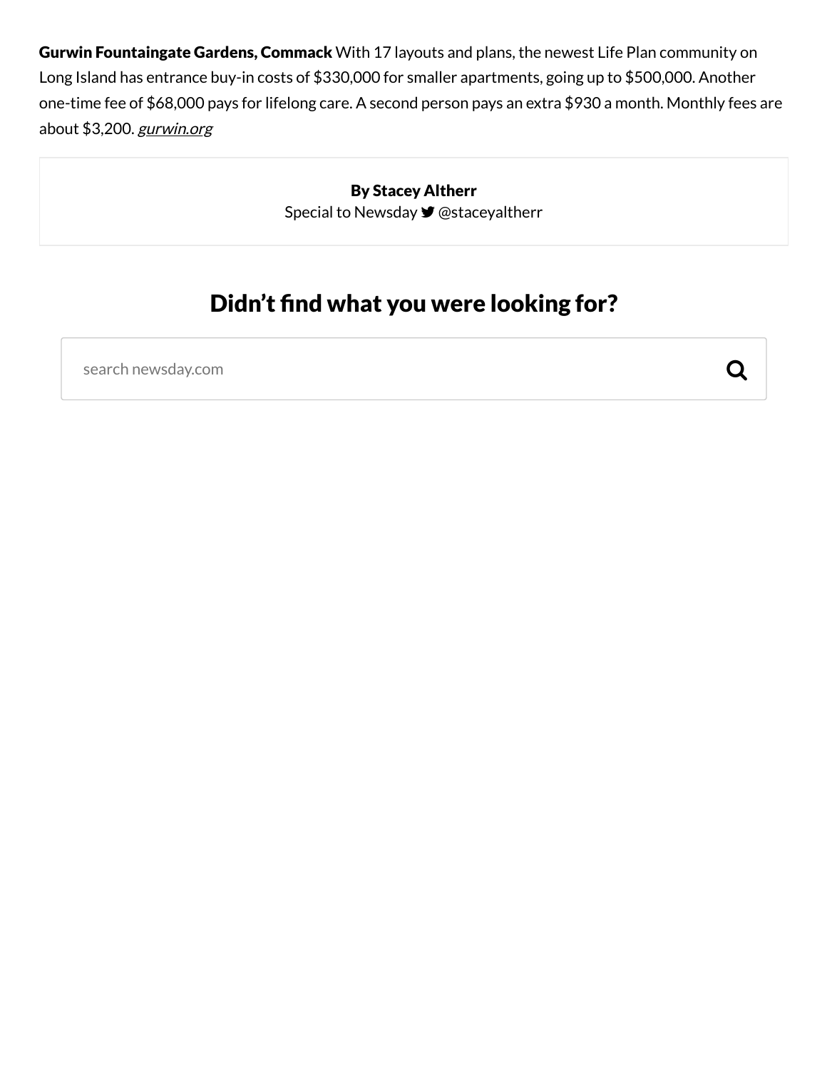**Gurwin Fountaingate Gardens, Commack** With 17 layouts and plans, the newest Life Plan community on Long Island has entrance buy-in costs of $330,000 for smaller apartments, going up to $500,000. Another one-time fee of $68,000 pays for lifelong care. A second person pays an extra $930 a month. Monthly fees are about $3,200. *gurwin.org*

**By Stacey Altherr**
Special to Newsday @staceyaltherr

## Didn’t find what you were looking for?

search newsday.com